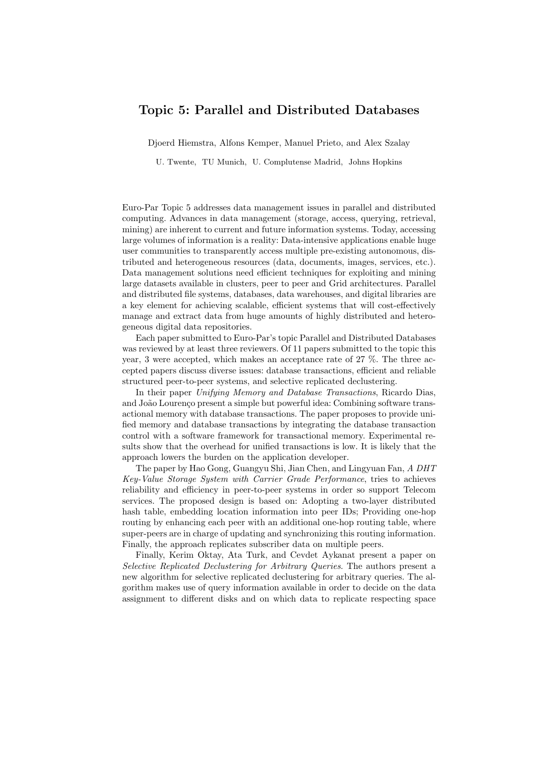# Topic 5: Parallel and Distributed Databases

Djoerd Hiemstra, Alfons Kemper, Manuel Prieto, and Alex Szalay

U. Twente, TU Munich, U. Complutense Madrid, Johns Hopkins

Euro-Par Topic 5 addresses data management issues in parallel and distributed computing. Advances in data management (storage, access, querying, retrieval, mining) are inherent to current and future information systems. Today, accessing large volumes of information is a reality: Data-intensive applications enable huge user communities to transparently access multiple pre-existing autonomous, distributed and heterogeneous resources (data, documents, images, services, etc.). Data management solutions need efficient techniques for exploiting and mining large datasets available in clusters, peer to peer and Grid architectures. Parallel and distributed file systems, databases, data warehouses, and digital libraries are a key element for achieving scalable, efficient systems that will cost-effectively manage and extract data from huge amounts of highly distributed and heterogeneous digital data repositories.

Each paper submitted to Euro-Par's topic Parallel and Distributed Databases was reviewed by at least three reviewers. Of 11 papers submitted to the topic this year, 3 were accepted, which makes an acceptance rate of 27 %. The three accepted papers discuss diverse issues: database transactions, efficient and reliable structured peer-to-peer systems, and selective replicated declustering.

In their paper *Unifying Memory and Database Transactions*, Ricardo Dias, and João Lourenço present a simple but powerful idea: Combining software transactional memory with database transactions. The paper proposes to provide unified memory and database transactions by integrating the database transaction control with a software framework for transactional memory. Experimental results show that the overhead for unified transactions is low. It is likely that the approach lowers the burden on the application developer.

The paper by Hao Gong, Guangyu Shi, Jian Chen, and Lingyuan Fan, *A DHT Key-Value Storage System with Carrier Grade Performance*, tries to achieves reliability and efficiency in peer-to-peer systems in order so support Telecom services. The proposed design is based on: Adopting a two-layer distributed hash table, embedding location information into peer IDs; Providing one-hop routing by enhancing each peer with an additional one-hop routing table, where super-peers are in charge of updating and synchronizing this routing information. Finally, the approach replicates subscriber data on multiple peers.

Finally, Kerim Oktay, Ata Turk, and Cevdet Aykanat present a paper on *Selective Replicated Declustering for Arbitrary Queries*. The authors present a new algorithm for selective replicated declustering for arbitrary queries. The algorithm makes use of query information available in order to decide on the data assignment to different disks and on which data to replicate respecting space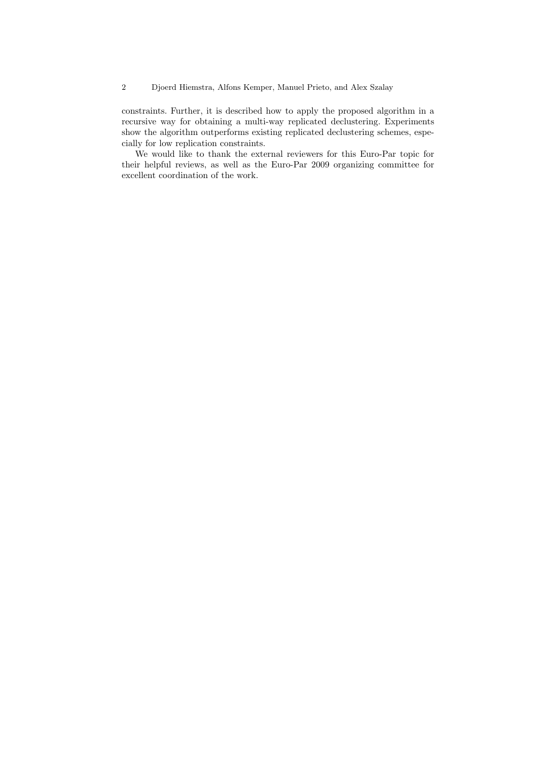constraints. Further, it is described how to apply the proposed algorithm in a recursive way for obtaining a multi-way replicated declustering. Experiments show the algorithm outperforms existing replicated declustering schemes, especially for low replication constraints.

We would like to thank the external reviewers for this Euro-Par topic for their helpful reviews, as well as the Euro-Par 2009 organizing committee for excellent coordination of the work.